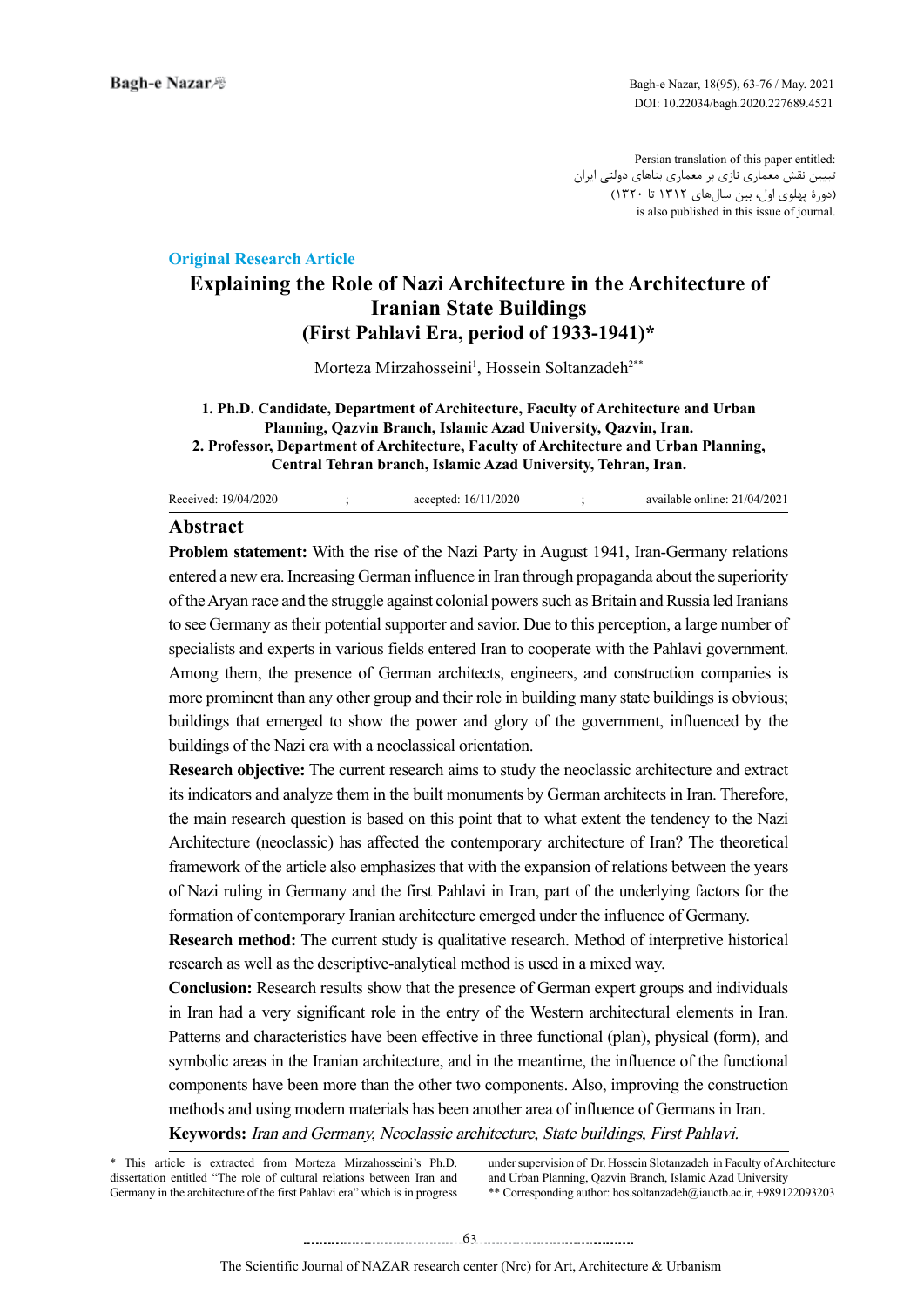Persian translation of this paper entitled:
تبیین نقش معماری نازی بر معماری بناهای دولتی ایران
(دورۀ پهلوی اول، بین سال‌های ۱۳۱۲ تا ۱۳۲۰)
is also published in this issue of journal.

**Original Research Article**

# Explaining the Role of Nazi Architecture in the Architecture of Iranian State Buildings (First Pahlavi Era, period of 1933-1941)*

Morteza Mirzahosseini[1], Hossein Soltanzadeh[2**]

**1. Ph.D. Candidate, Department of Architecture, Faculty of Architecture and Urban Planning, Qazvin Branch, Islamic Azad University, Qazvin, Iran.**
**2. Professor, Department of Architecture, Faculty of Architecture and Urban Planning, Central Tehran branch, Islamic Azad University, Tehran, Iran.**

Received: 19/04/2020 ; accepted: 16/11/2020 ; available online: 21/04/2021

## Abstract

**Problem statement:** With the rise of the Nazi Party in August 1941, Iran-Germany relations entered a new era. Increasing German influence in Iran through propaganda about the superiority of the Aryan race and the struggle against colonial powers such as Britain and Russia led Iranians to see Germany as their potential supporter and savior. Due to this perception, a large number of specialists and experts in various fields entered Iran to cooperate with the Pahlavi government. Among them, the presence of German architects, engineers, and construction companies is more prominent than any other group and their role in building many state buildings is obvious; buildings that emerged to show the power and glory of the government, influenced by the buildings of the Nazi era with a neoclassical orientation.

**Research objective:** The current research aims to study the neoclassic architecture and extract its indicators and analyze them in the built monuments by German architects in Iran. Therefore, the main research question is based on this point that to what extent the tendency to the Nazi Architecture (neoclassic) has affected the contemporary architecture of Iran? The theoretical framework of the article also emphasizes that with the expansion of relations between the years of Nazi ruling in Germany and the first Pahlavi in Iran, part of the underlying factors for the formation of contemporary Iranian architecture emerged under the influence of Germany.

**Research method:** The current study is qualitative research. Method of interpretive historical research as well as the descriptive-analytical method is used in a mixed way.

**Conclusion:** Research results show that the presence of German expert groups and individuals in Iran had a very significant role in the entry of the Western architectural elements in Iran. Patterns and characteristics have been effective in three functional (plan), physical (form), and symbolic areas in the Iranian architecture, and in the meantime, the influence of the functional components have been more than the other two components. Also, improving the construction methods and using modern materials has been another area of influence of Germans in Iran.

**Keywords:** *Iran and Germany, Neoclassic architecture, State buildings, First Pahlavi.*

---

\* This article is extracted from Morteza Mirzahosseini's Ph.D. dissertation entitled "The role of cultural relations between Iran and Germany in the architecture of the first Pahlavi era" which is in progress under supervision of Dr. Hossein Slotanzadeh in Faculty of Architecture and Urban Planning, Qazvin Branch, Islamic Azad University

\** Corresponding author: hos.soltanzadeh@iauctb.ac.ir, +989122093203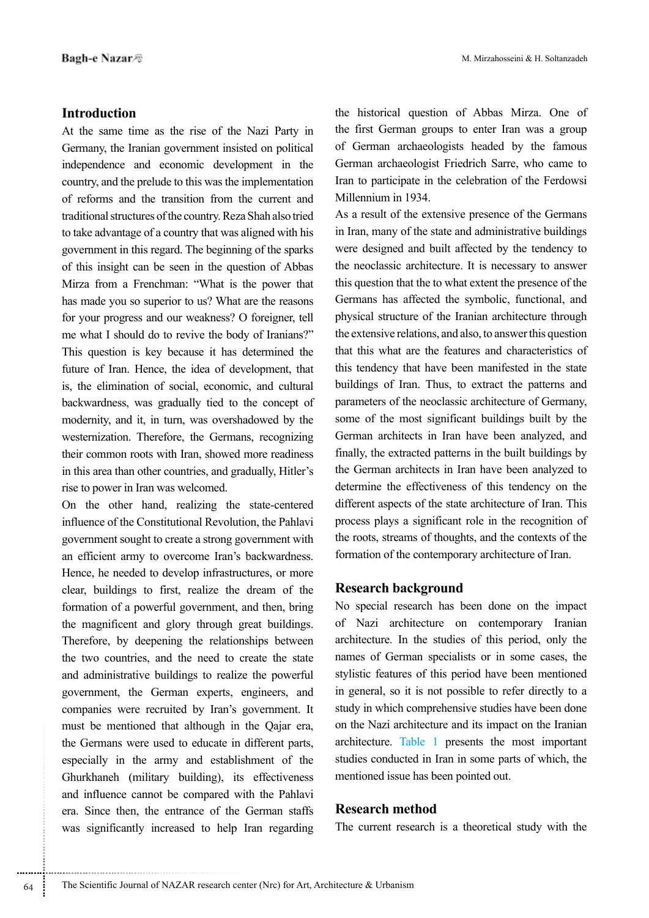## Introduction

At the same time as the rise of the Nazi Party in Germany, the Iranian government insisted on political independence and economic development in the country, and the prelude to this was the implementation of reforms and the transition from the current and traditional structures of the country. Reza Shah also tried to take advantage of a country that was aligned with his government in this regard. The beginning of the sparks of this insight can be seen in the question of Abbas Mirza from a Frenchman: "What is the power that has made you so superior to us? What are the reasons for your progress and our weakness? O foreigner, tell me what I should do to revive the body of Iranians?" This question is key because it has determined the future of Iran. Hence, the idea of development, that is, the elimination of social, economic, and cultural backwardness, was gradually tied to the concept of modernity, and it, in turn, was overshadowed by the westernization. Therefore, the Germans, recognizing their common roots with Iran, showed more readiness in this area than other countries, and gradually, Hitler's rise to power in Iran was welcomed.

On the other hand, realizing the state-centered influence of the Constitutional Revolution, the Pahlavi government sought to create a strong government with an efficient army to overcome Iran's backwardness. Hence, he needed to develop infrastructures, or more clear, buildings to first, realize the dream of the formation of a powerful government, and then, bring the magnificent and glory through great buildings. Therefore, by deepening the relationships between the two countries, and the need to create the state and administrative buildings to realize the powerful government, the German experts, engineers, and companies were recruited by Iran's government. It must be mentioned that although in the Qajar era, the Germans were used to educate in different parts, especially in the army and establishment of the Ghurkhaneh (military building), its effectiveness and influence cannot be compared with the Pahlavi era. Since then, the entrance of the German staffs was significantly increased to help Iran regarding the historical question of Abbas Mirza. One of the first German groups to enter Iran was a group of German archaeologists headed by the famous German archaeologist Friedrich Sarre, who came to Iran to participate in the celebration of the Ferdowsi Millennium in 1934.

As a result of the extensive presence of the Germans in Iran, many of the state and administrative buildings were designed and built affected by the tendency to the neoclassic architecture. It is necessary to answer this question that the to what extent the presence of the Germans has affected the symbolic, functional, and physical structure of the Iranian architecture through the extensive relations, and also, to answer this question that this what are the features and characteristics of this tendency that have been manifested in the state buildings of Iran. Thus, to extract the patterns and parameters of the neoclassic architecture of Germany, some of the most significant buildings built by the German architects in Iran have been analyzed, and finally, the extracted patterns in the built buildings by the German architects in Iran have been analyzed to determine the effectiveness of this tendency on the different aspects of the state architecture of Iran. This process plays a significant role in the recognition of the roots, streams of thoughts, and the contexts of the formation of the contemporary architecture of Iran.

## Research background

No special research has been done on the impact of Nazi architecture on contemporary Iranian architecture. In the studies of this period, only the names of German specialists or in some cases, the stylistic features of this period have been mentioned in general, so it is not possible to refer directly to a study in which comprehensive studies have been done on the Nazi architecture and its impact on the Iranian architecture. Table 1 presents the most important studies conducted in Iran in some parts of which, the mentioned issue has been pointed out.

## Research method

The current research is a theoretical study with the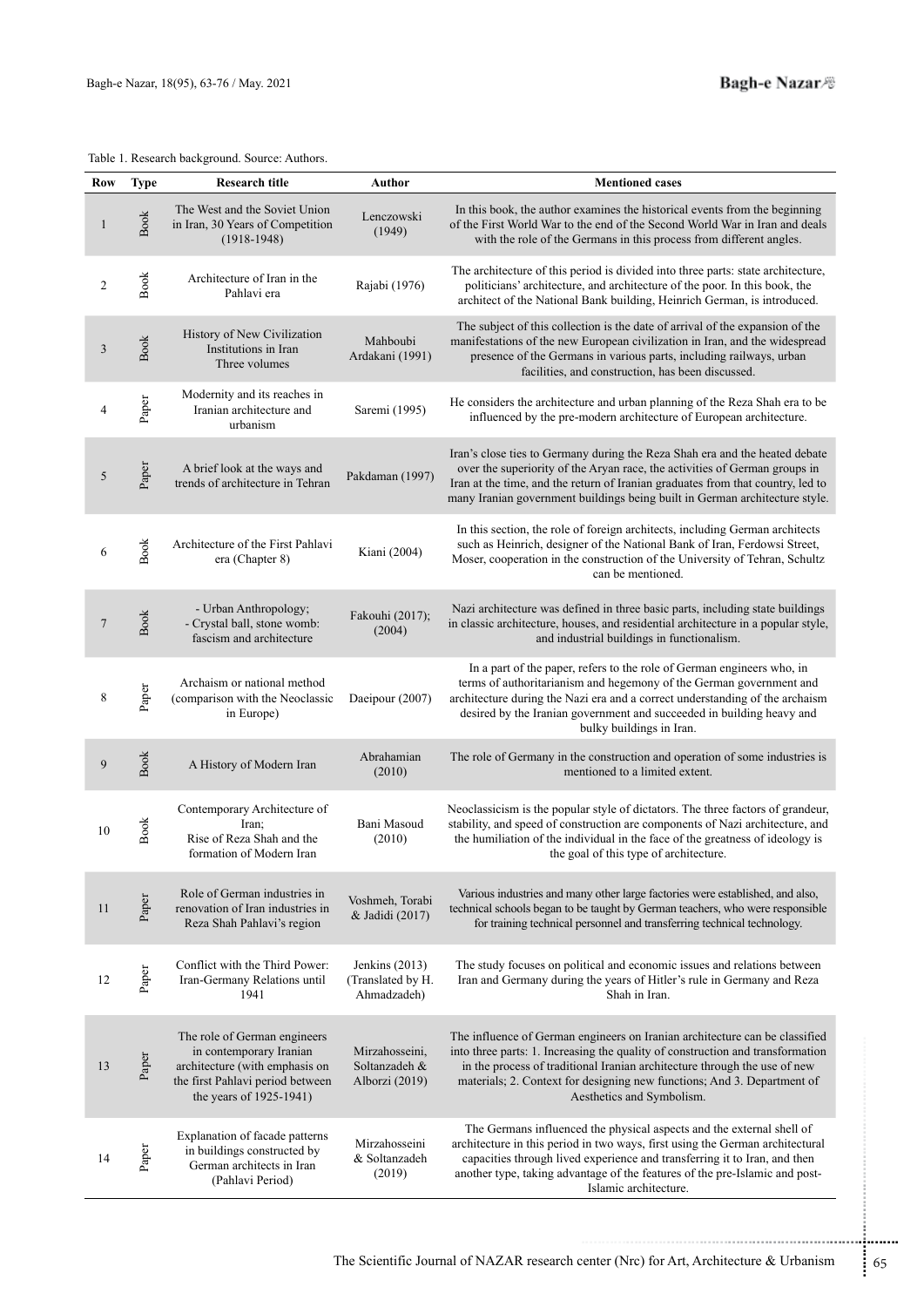Table 1. Research background. Source: Authors.

| Row | Type | Research title | Author | Mentioned cases |
|---|---|---|---|---|
| 1 | Book | The West and the Soviet Union in Iran, 30 Years of Competition (1918-1948) | Lenczowski (1949) | In this book, the author examines the historical events from the beginning of the First World War to the end of the Second World War in Iran and deals with the role of the Germans in this process from different angles. |
| 2 | Book | Architecture of Iran in the Pahlavi era | Rajabi (1976) | The architecture of this period is divided into three parts: state architecture, politicians' architecture, and architecture of the poor. In this book, the architect of the National Bank building, Heinrich German, is introduced. |
| 3 | Book | History of New Civilization Institutions in Iran Three volumes | Mahboubi Ardakani (1991) | The subject of this collection is the date of arrival of the expansion of the manifestations of the new European civilization in Iran, and the widespread presence of the Germans in various parts, including railways, urban facilities, and construction, has been discussed. |
| 4 | Paper | Modernity and its reaches in Iranian architecture and urbanism | Saremi (1995) | He considers the architecture and urban planning of the Reza Shah era to be influenced by the pre-modern architecture of European architecture. |
| 5 | Paper | A brief look at the ways and trends of architecture in Tehran | Pakdaman (1997) | Iran's close ties to Germany during the Reza Shah era and the heated debate over the superiority of the Aryan race, the activities of German groups in Iran at the time, and the return of Iranian graduates from that country, led to many Iranian government buildings being built in German architecture style. |
| 6 | Book | Architecture of the First Pahlavi era (Chapter 8) | Kiani (2004) | In this section, the role of foreign architects, including German architects such as Heinrich, designer of the National Bank of Iran, Ferdowsi Street, Moser, cooperation in the construction of the University of Tehran, Schultz can be mentioned. |
| 7 | Book | - Urban Anthropology;<br>- Crystal ball, stone womb: fascism and architecture | Fakouhi (2017); (2004) | Nazi architecture was defined in three basic parts, including state buildings in classic architecture, houses, and residential architecture in a popular style, and industrial buildings in functionalism. |
| 8 | Paper | Archaism or national method (comparison with the Neoclassic in Europe) | Daeipour (2007) | In a part of the paper, refers to the role of German engineers who, in terms of authoritarianism and hegemony of the German government and architecture during the Nazi era and a correct understanding of the archaism desired by the Iranian government and succeeded in building heavy and bulky buildings in Iran. |
| 9 | Book | A History of Modern Iran | Abrahamian (2010) | The role of Germany in the construction and operation of some industries is mentioned to a limited extent. |
| 10 | Book | Contemporary Architecture of Iran;<br>Rise of Reza Shah and the formation of Modern Iran | Bani Masoud (2010) | Neoclassicism is the popular style of dictators. The three factors of grandeur, stability, and speed of construction are components of Nazi architecture, and the humiliation of the individual in the face of the greatness of ideology is the goal of this type of architecture. |
| 11 | Paper | Role of German industries in renovation of Iran industries in Reza Shah Pahlavi's region | Voshmeh, Torabi & Jadidi (2017) | Various industries and many other large factories were established, and also, technical schools began to be taught by German teachers, who were responsible for training technical personnel and transferring technical technology. |
| 12 | Paper | Conflict with the Third Power: Iran-Germany Relations until 1941 | Jenkins (2013) (Translated by H. Ahmadzadeh) | The study focuses on political and economic issues and relations between Iran and Germany during the years of Hitler's rule in Germany and Reza Shah in Iran. |
| 13 | Paper | The role of German engineers in contemporary Iranian architecture (with emphasis on the first Pahlavi period between the years of 1925-1941) | Mirzahosseini, Soltanzadeh & Alborzi (2019) | The influence of German engineers on Iranian architecture can be classified into three parts: 1. Increasing the quality of construction and transformation in the process of traditional Iranian architecture through the use of new materials; 2. Context for designing new functions; And 3. Department of Aesthetics and Symbolism. |
| 14 | Paper | Explanation of facade patterns in buildings constructed by German architects in Iran (Pahlavi Period) | Mirzahosseini & Soltanzadeh (2019) | The Germans influenced the physical aspects and the external shell of architecture in this period in two ways, first using the German architectural capacities through lived experience and transferring it to Iran, and then another type, taking advantage of the features of the pre-Islamic and post-Islamic architecture. |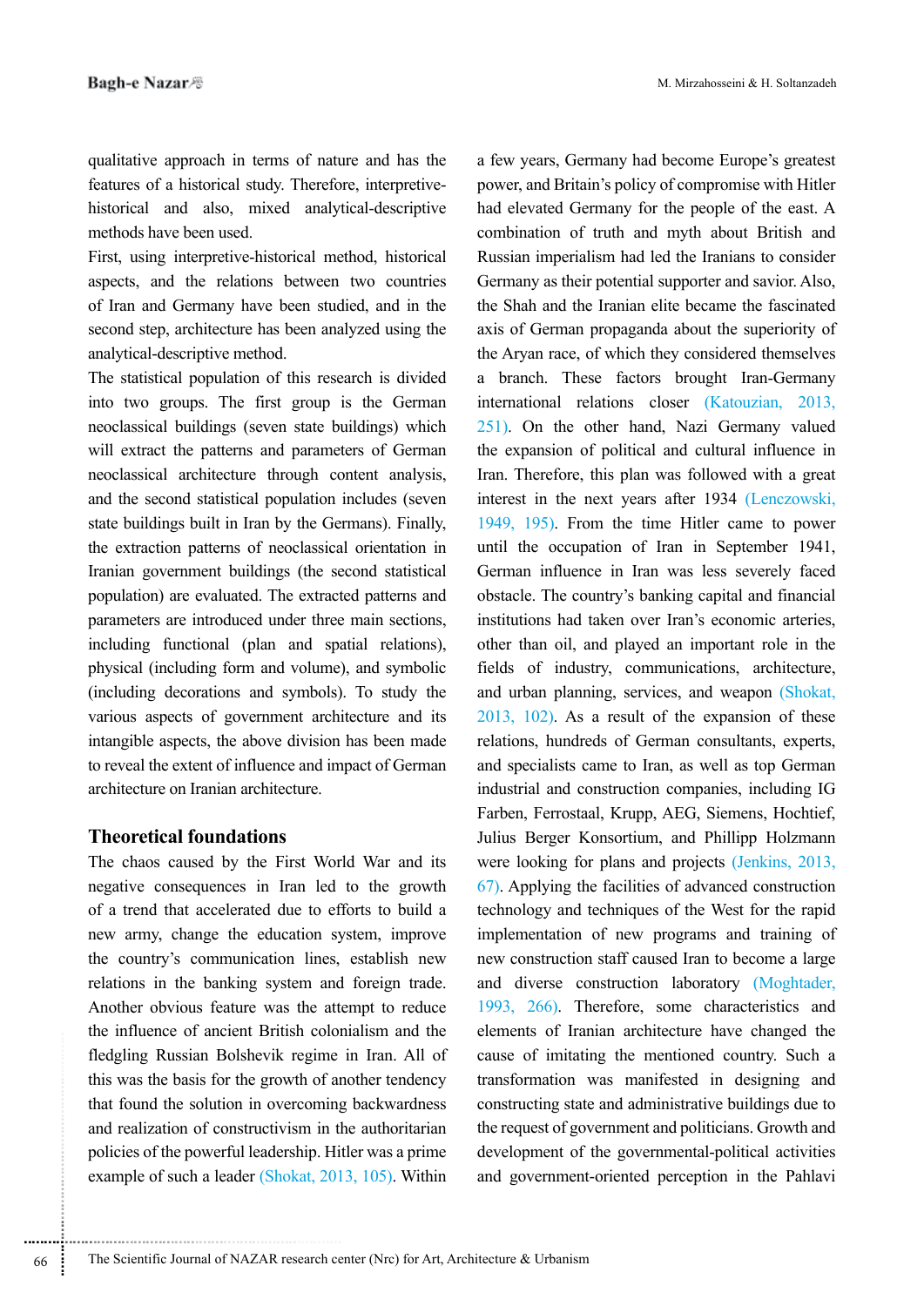qualitative approach in terms of nature and has the features of a historical study. Therefore, interpretive-historical and also, mixed analytical-descriptive methods have been used.

First, using interpretive-historical method, historical aspects, and the relations between two countries of Iran and Germany have been studied, and in the second step, architecture has been analyzed using the analytical-descriptive method.

The statistical population of this research is divided into two groups. The first group is the German neoclassical buildings (seven state buildings) which will extract the patterns and parameters of German neoclassical architecture through content analysis, and the second statistical population includes (seven state buildings built in Iran by the Germans). Finally, the extraction patterns of neoclassical orientation in Iranian government buildings (the second statistical population) are evaluated. The extracted patterns and parameters are introduced under three main sections, including functional (plan and spatial relations), physical (including form and volume), and symbolic (including decorations and symbols). To study the various aspects of government architecture and its intangible aspects, the above division has been made to reveal the extent of influence and impact of German architecture on Iranian architecture.

## Theoretical foundations

The chaos caused by the First World War and its negative consequences in Iran led to the growth of a trend that accelerated due to efforts to build a new army, change the education system, improve the country's communication lines, establish new relations in the banking system and foreign trade. Another obvious feature was the attempt to reduce the influence of ancient British colonialism and the fledgling Russian Bolshevik regime in Iran. All of this was the basis for the growth of another tendency that found the solution in overcoming backwardness and realization of constructivism in the authoritarian policies of the powerful leadership. Hitler was a prime example of such a leader (Shokat, 2013, 105). Within a few years, Germany had become Europe's greatest power, and Britain's policy of compromise with Hitler had elevated Germany for the people of the east. A combination of truth and myth about British and Russian imperialism had led the Iranians to consider Germany as their potential supporter and savior. Also, the Shah and the Iranian elite became the fascinated axis of German propaganda about the superiority of the Aryan race, of which they considered themselves a branch. These factors brought Iran-Germany international relations closer (Katouzian, 2013, 251). On the other hand, Nazi Germany valued the expansion of political and cultural influence in Iran. Therefore, this plan was followed with a great interest in the next years after 1934 (Lenczowski, 1949, 195). From the time Hitler came to power until the occupation of Iran in September 1941, German influence in Iran was less severely faced obstacle. The country's banking capital and financial institutions had taken over Iran's economic arteries, other than oil, and played an important role in the fields of industry, communications, architecture, and urban planning, services, and weapon (Shokat, 2013, 102). As a result of the expansion of these relations, hundreds of German consultants, experts, and specialists came to Iran, as well as top German industrial and construction companies, including IG Farben, Ferrostaal, Krupp, AEG, Siemens, Hochtief, Julius Berger Konsortium, and Phillipp Holzmann were looking for plans and projects (Jenkins, 2013, 67). Applying the facilities of advanced construction technology and techniques of the West for the rapid implementation of new programs and training of new construction staff caused Iran to become a large and diverse construction laboratory (Moghtader, 1993, 266). Therefore, some characteristics and elements of Iranian architecture have changed the cause of imitating the mentioned country. Such a transformation was manifested in designing and constructing state and administrative buildings due to the request of government and politicians. Growth and development of the governmental-political activities and government-oriented perception in the Pahlavi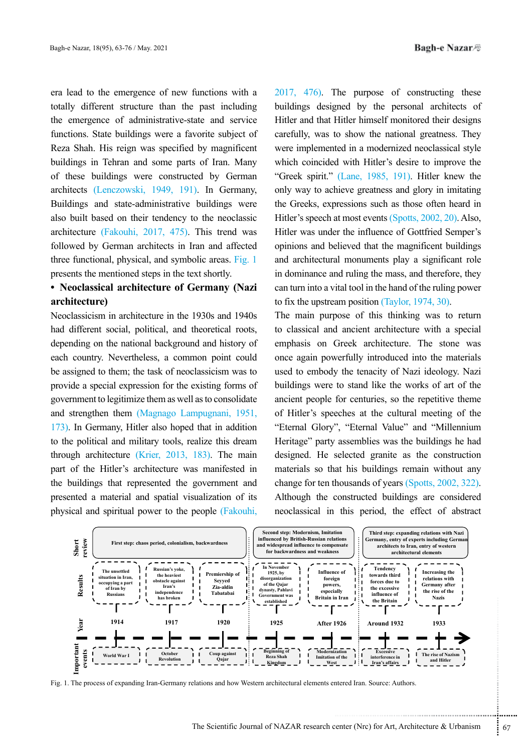era lead to the emergence of new functions with a totally different structure than the past including the emergence of administrative-state and service functions. State buildings were a favorite subject of Reza Shah. His reign was specified by magnificent buildings in Tehran and some parts of Iran. Many of these buildings were constructed by German architects (Lenczowski, 1949, 191). In Germany, Buildings and state-administrative buildings were also built based on their tendency to the neoclassic architecture (Fakouhi, 2017, 475). This trend was followed by German architects in Iran and affected three functional, physical, and symbolic areas. Fig. 1 presents the mentioned steps in the text shortly.

- **Neoclassical architecture of Germany (Nazi architecture)**

Neoclassicism in architecture in the 1930s and 1940s had different social, political, and theoretical roots, depending on the national background and history of each country. Nevertheless, a common point could be assigned to them; the task of neoclassicism was to provide a special expression for the existing forms of government to legitimize them as well as to consolidate and strengthen them (Magnago Lampugnani, 1951, 173). In Germany, Hitler also hoped that in addition to the political and military tools, realize this dream through architecture (Krier, 2013, 183). The main part of the Hitler's architecture was manifested in the buildings that represented the government and presented a material and spatial visualization of its physical and spiritual power to the people (Fakouhi, 2017, 476). The purpose of constructing these buildings designed by the personal architects of Hitler and that Hitler himself monitored their designs carefully, was to show the national greatness. They were implemented in a modernized neoclassical style which coincided with Hitler's desire to improve the "Greek spirit." (Lane, 1985, 191). Hitler knew the only way to achieve greatness and glory in imitating the Greeks, expressions such as those often heard in Hitler's speech at most events (Spotts, 2002, 20). Also, Hitler was under the influence of Gottfried Semper's opinions and believed that the magnificent buildings and architectural monuments play a significant role in dominance and ruling the mass, and therefore, they can turn into a vital tool in the hand of the ruling power to fix the upstream position (Taylor, 1974, 30).

The main purpose of this thinking was to return to classical and ancient architecture with a special emphasis on Greek architecture. The stone was once again powerfully introduced into the materials used to embody the tenacity of Nazi ideology. Nazi buildings were to stand like the works of art of the ancient people for centuries, so the repetitive theme of Hitler's speeches at the cultural meeting of the "Eternal Glory", "Eternal Value" and "Millennium Heritage" party assemblies was the buildings he had designed. He selected granite as the construction materials so that his buildings remain without any change for ten thousands of years (Spotts, 2002, 322). Although the constructed buildings are considered neoclassical in this period, the effect of abstract

| Short review | First step: chaos period, colonialism, backwardness | | | Second step: Modernism, Imitation influenced by British-Russian relations and widespread influence to compensate for backwardness and weakness | | Third step: expanding relations with Nazi Germany, entry of experts including German architects to Iran, entry of western architectural elements | |
|---|---|---|---|---|---|---|---|
| Results | The unsettled situation in Iran, occupying a part of Iran by Russians | Russian's yoke, the heaviest obstacle against Iran's independence has broken | Premiership of Seyyed Zia-aldin Tabatabai | In November 1925, by disorganization of the Qajar dynasty, Pahlavi Government was established | Influence of foreign powers, especially Britain in Iran | Tendency towards third forces due to the excessive influence of the Britain | Increasing the relations with Germany after the rise of the Nazis |
| Year | 1914 | 1917 | 1920 | 1925 | After 1926 | Around 1932 | 1933 |
| Important events | World War I | October Revolution | Coup against Qajar | Beginning of Reza Shah Kingdom | Modernization Imitation of the West | Excessive interference in Iran's affairs | The rise of Nazism and Hitler |

Fig. 1. The process of expanding Iran-Germany relations and how Western architectural elements entered Iran. Source: Authors.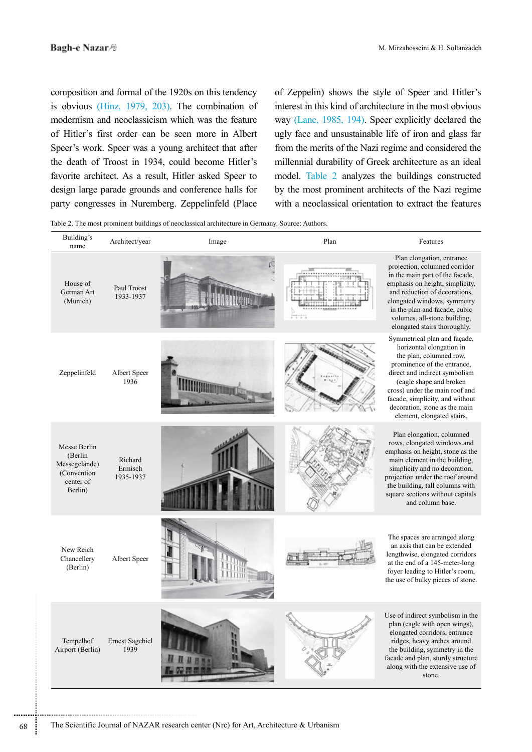composition and formal of the 1920s on this tendency is obvious (Hinz, 1979, 203). The combination of modernism and neoclassicism which was the feature of Hitler's first order can be seen more in Albert Speer's work. Speer was a young architect that after the death of Troost in 1934, could become Hitler's favorite architect. As a result, Hitler asked Speer to design large parade grounds and conference halls for party congresses in Nuremberg. Zeppelinfeld (Place of Zeppelin) shows the style of Speer and Hitler's interest in this kind of architecture in the most obvious way (Lane, 1985, 194). Speer explicitly declared the ugly face and unsustainable life of iron and glass far from the merits of the Nazi regime and considered the millennial durability of Greek architecture as an ideal model. Table 2 analyzes the buildings constructed by the most prominent architects of the Nazi regime with a neoclassical orientation to extract the features

Table 2. The most prominent buildings of neoclassical architecture in Germany. Source: Authors.

| Building's name | Architect/year | Image | Plan | Features |
|---|---|---|---|---|
| House of German Art (Munich) | Paul Troost 1933-1937 | | | Plan elongation, entrance projection, columned corridor in the main part of the facade, emphasis on height, simplicity, and reduction of decorations, elongated windows, symmetry in the plan and facade, cubic volumes, all-stone building, elongated stairs thoroughly. |
| Zeppelinfeld | Albert Speer 1936 | | | Symmetrical plan and façade, horizontal elongation in the plan, columned row, prominence of the entrance, direct and indirect symbolism (eagle shape and broken cross) under the main roof and facade, simplicity, and without decoration, stone as the main element, elongated stairs. |
| Messe Berlin (Berlin Messegelände) (Convention center of Berlin) | Richard Ermisch 1935-1937 | | | Plan elongation, columned rows, elongated windows and emphasis on height, stone as the main element in the building, simplicity and no decoration, projection under the roof around the building, tall columns with square sections without capitals and column base. |
| New Reich Chancellery (Berlin) | Albert Speer | | | The spaces are arranged along an axis that can be extended lengthwise, elongated corridors at the end of a 145-meter-long foyer leading to Hitler's room, the use of bulky pieces of stone. |
| Tempelhof Airport (Berlin) | Ernest Sagebiel 1939 | | | Use of indirect symbolism in the plan (eagle with open wings), elongated corridors, entrance ridges, heavy arches around the building, symmetry in the facade and plan, sturdy structure along with the extensive use of stone. |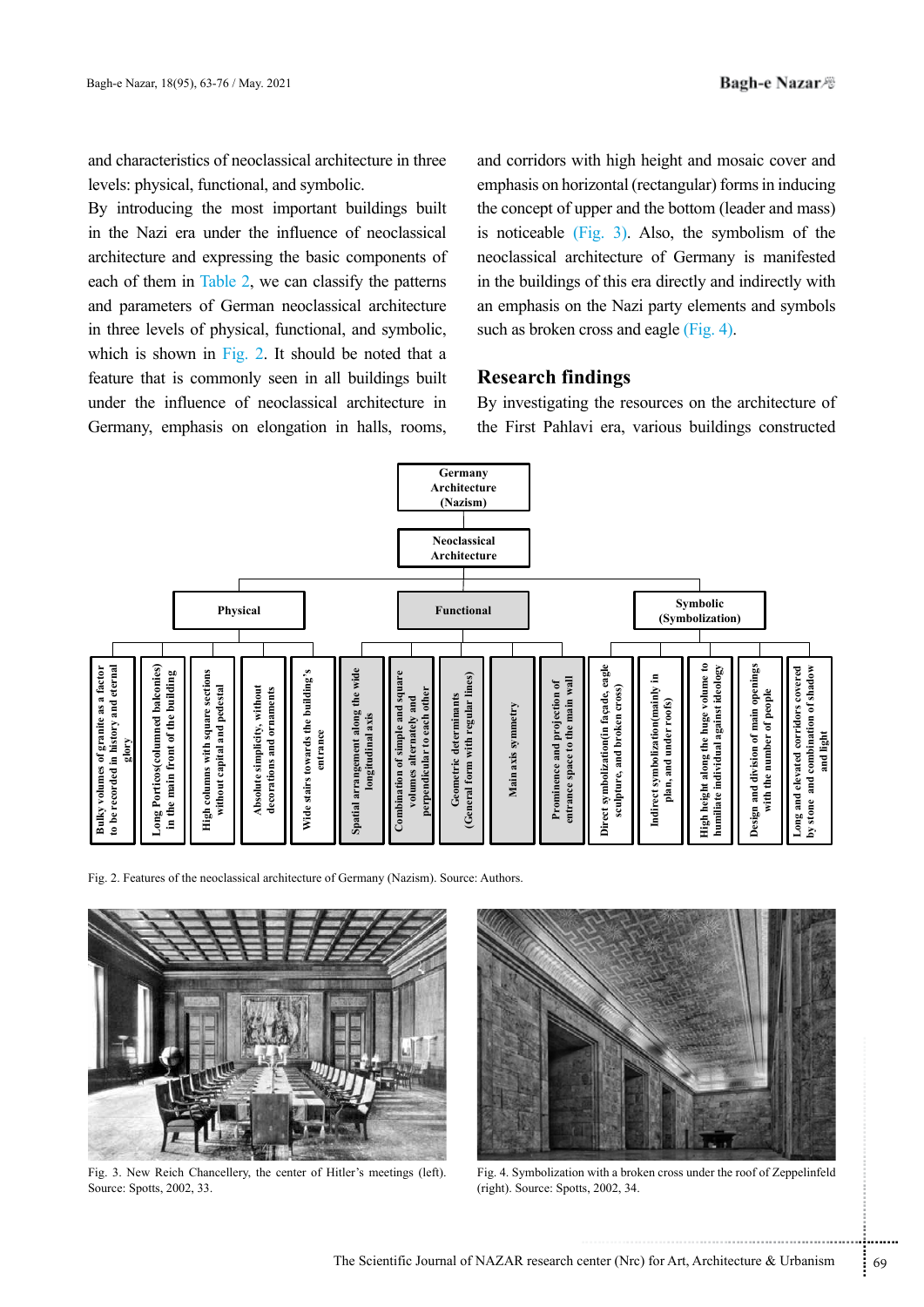and characteristics of neoclassical architecture in three levels: physical, functional, and symbolic.

By introducing the most important buildings built in the Nazi era under the influence of neoclassical architecture and expressing the basic components of each of them in Table 2, we can classify the patterns and parameters of German neoclassical architecture in three levels of physical, functional, and symbolic, which is shown in Fig. 2. It should be noted that a feature that is commonly seen in all buildings built under the influence of neoclassical architecture in Germany, emphasis on elongation in halls, rooms, and corridors with high height and mosaic cover and emphasis on horizontal (rectangular) forms in inducing the concept of upper and the bottom (leader and mass) is noticeable (Fig. 3). Also, the symbolism of the neoclassical architecture of Germany is manifested in the buildings of this era directly and indirectly with an emphasis on the Nazi party elements and symbols such as broken cross and eagle (Fig. 4).

## Research findings

By investigating the resources on the architecture of the First Pahlavi era, various buildings constructed

**Germany Architecture (Nazism)**

**Neoclassical Architecture**

- **Physical**
  - Bulky volumes of granite as a factor to be recorded in history and eternal glory
  - Long Porticos(columned balconies) in the main front of the building
  - High columns with square sections without capital and pedestal
  - Absolute simplicity, without decorations and ornaments
  - Wide stairs towards the building's entrance
- **Functional**
  - Spatial arrangement along the wide longitudinal axis
  - Combination of simple and square volumes alternately and perpendicular to each other
  - Geometric determinants (General form with regular lines)
  - Main axis symmetry
  - Prominence and projection of entrance space to the main wall
- **Symbolic (Symbolization)**
  - Direct symbolization(in façade, eagle sculpture, and broken cross)
  - Indirect symbolization(mainly in plan, and under roofs)
  - High height along the huge volume to humiliate individual against ideology
  - Design and division of main openings with the number of people
  - Long and elevated corridors covered by stone and combination of shadow and light

Fig. 2. Features of the neoclassical architecture of Germany (Nazism). Source: Authors.

Fig. 3. New Reich Chancellery, the center of Hitler's meetings (left). Source: Spotts, 2002, 33.

Fig. 4. Symbolization with a broken cross under the roof of Zeppelinfeld (right). Source: Spotts, 2002, 34.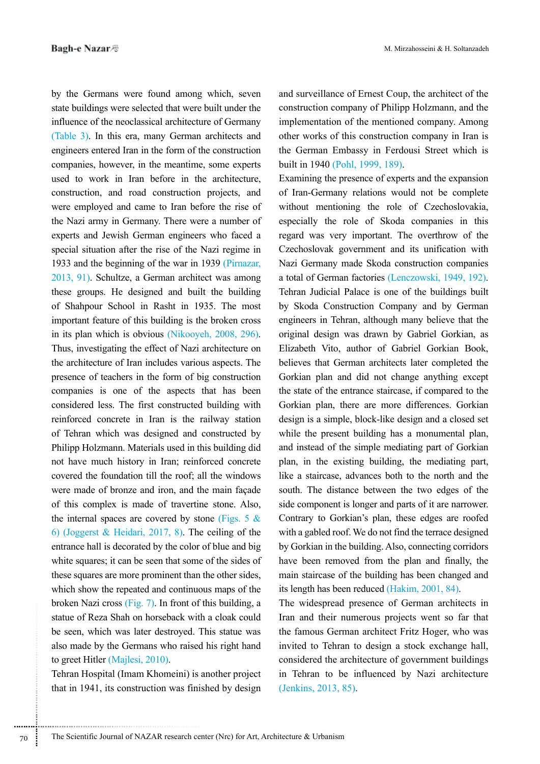by the Germans were found among which, seven state buildings were selected that were built under the influence of the neoclassical architecture of Germany (Table 3). In this era, many German architects and engineers entered Iran in the form of the construction companies, however, in the meantime, some experts used to work in Iran before in the architecture, construction, and road construction projects, and were employed and came to Iran before the rise of the Nazi army in Germany. There were a number of experts and Jewish German engineers who faced a special situation after the rise of the Nazi regime in 1933 and the beginning of the war in 1939 (Pirnazar, 2013, 91). Schultze, a German architect was among these groups. He designed and built the building of Shahpour School in Rasht in 1935. The most important feature of this building is the broken cross in its plan which is obvious (Nikooyeh, 2008, 296). Thus, investigating the effect of Nazi architecture on the architecture of Iran includes various aspects. The presence of teachers in the form of big construction companies is one of the aspects that has been considered less. The first constructed building with reinforced concrete in Iran is the railway station of Tehran which was designed and constructed by Philipp Holzmann. Materials used in this building did not have much history in Iran; reinforced concrete covered the foundation till the roof; all the windows were made of bronze and iron, and the main façade of this complex is made of travertine stone. Also, the internal spaces are covered by stone (Figs. 5 & 6) (Joggerst & Heidari, 2017, 8). The ceiling of the entrance hall is decorated by the color of blue and big white squares; it can be seen that some of the sides of these squares are more prominent than the other sides, which show the repeated and continuous maps of the broken Nazi cross (Fig. 7). In front of this building, a statue of Reza Shah on horseback with a cloak could be seen, which was later destroyed. This statue was also made by the Germans who raised his right hand to greet Hitler (Majlesi, 2010).

Tehran Hospital (Imam Khomeini) is another project that in 1941, its construction was finished by design and surveillance of Ernest Coup, the architect of the construction company of Philipp Holzmann, and the implementation of the mentioned company. Among other works of this construction company in Iran is the German Embassy in Ferdousi Street which is built in 1940 (Pohl, 1999, 189).

Examining the presence of experts and the expansion of Iran-Germany relations would not be complete without mentioning the role of Czechoslovakia, especially the role of Skoda companies in this regard was very important. The overthrow of the Czechoslovak government and its unification with Nazi Germany made Skoda construction companies a total of German factories (Lenczowski, 1949, 192). Tehran Judicial Palace is one of the buildings built by Skoda Construction Company and by German engineers in Tehran, although many believe that the original design was drawn by Gabriel Gorkian, as Elizabeth Vito, author of Gabriel Gorkian Book, believes that German architects later completed the Gorkian plan and did not change anything except the state of the entrance staircase, if compared to the Gorkian plan, there are more differences. Gorkian design is a simple, block-like design and a closed set while the present building has a monumental plan, and instead of the simple mediating part of Gorkian plan, in the existing building, the mediating part, like a staircase, advances both to the north and the south. The distance between the two edges of the side component is longer and parts of it are narrower. Contrary to Gorkian's plan, these edges are roofed with a gabled roof. We do not find the terrace designed by Gorkian in the building. Also, connecting corridors have been removed from the plan and finally, the main staircase of the building has been changed and its length has been reduced (Hakim, 2001, 84).

The widespread presence of German architects in Iran and their numerous projects went so far that the famous German architect Fritz Hoger, who was invited to Tehran to design a stock exchange hall, considered the architecture of government buildings in Tehran to be influenced by Nazi architecture (Jenkins, 2013, 85).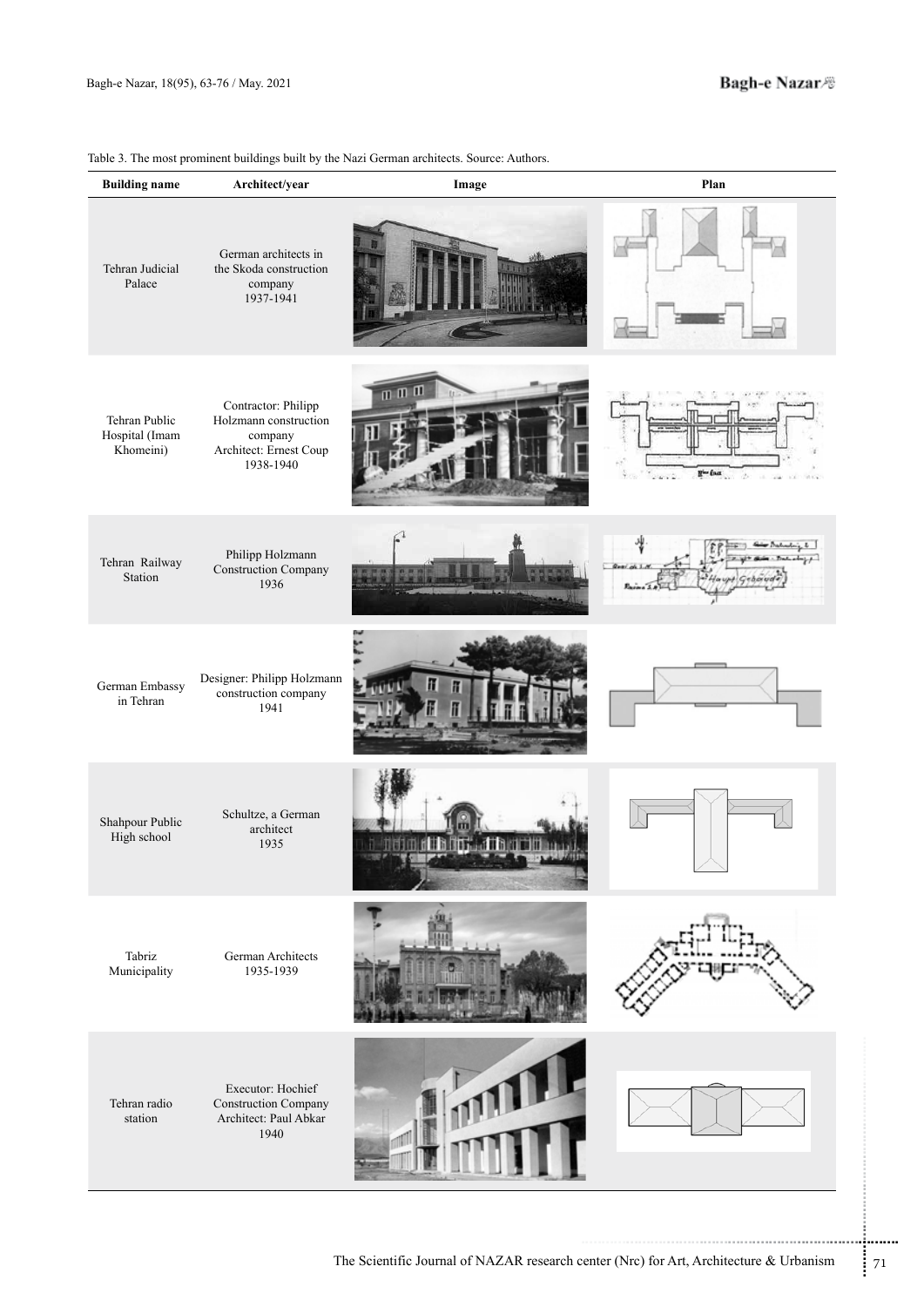Table 3. The most prominent buildings built by the Nazi German architects. Source: Authors.

| Building name | Architect/year | Image | Plan |
|---|---|---|---|
| Tehran Judicial Palace | German architects in the Skoda construction company 1937-1941 | | |
| Tehran Public Hospital (Imam Khomeini) | Contractor: Philipp Holzmann construction company Architect: Ernest Coup 1938-1940 | | |
| Tehran Railway Station | Philipp Holzmann Construction Company 1936 | | |
| German Embassy in Tehran | Designer: Philipp Holzmann construction company 1941 | | |
| Shahpour Public High school | Schultze, a German architect 1935 | | |
| Tabriz Municipality | German Architects 1935-1939 | | |
| Tehran radio station | Executor: Hochief Construction Company Architect: Paul Abkar 1940 | | |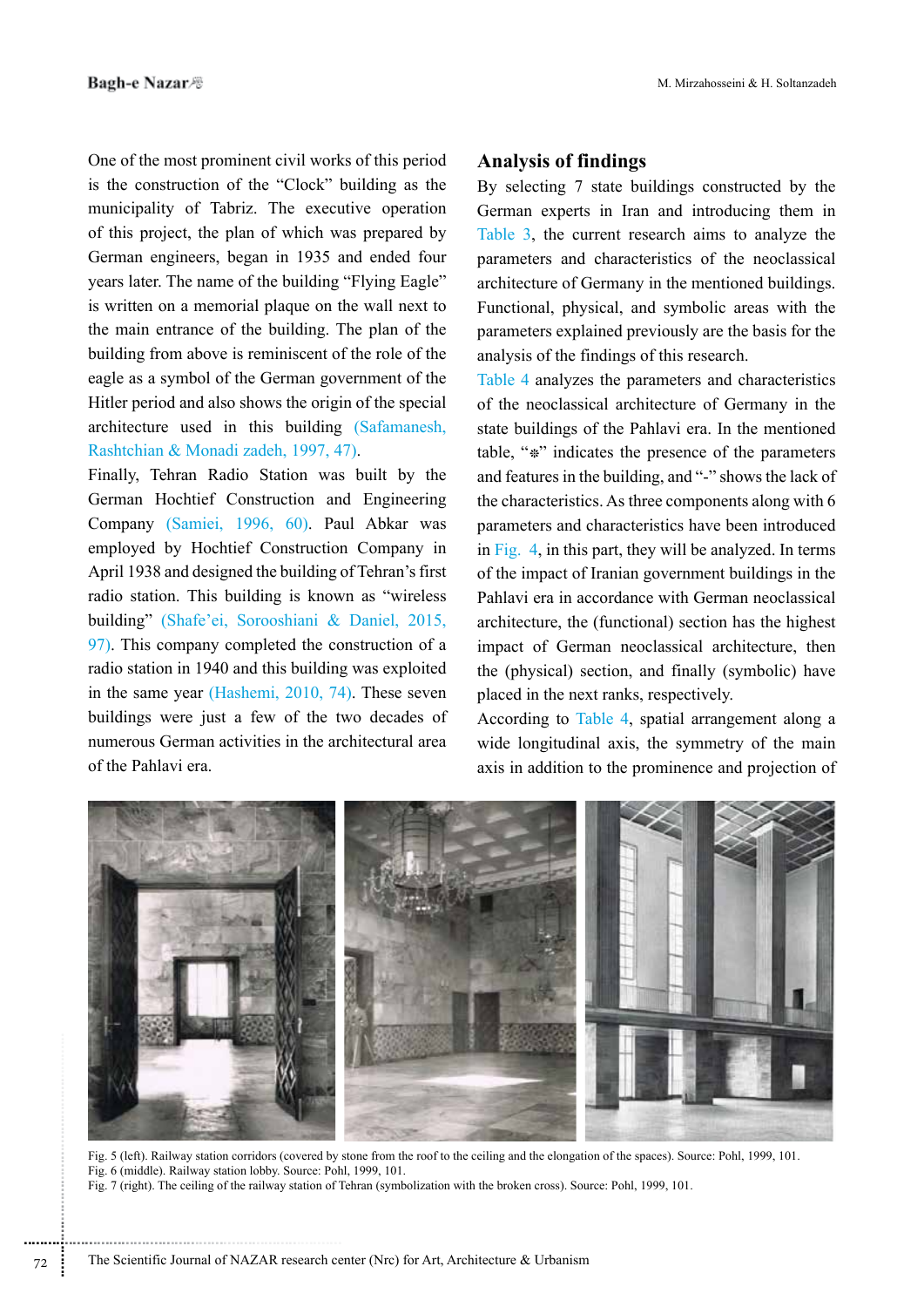One of the most prominent civil works of this period is the construction of the "Clock" building as the municipality of Tabriz. The executive operation of this project, the plan of which was prepared by German engineers, began in 1935 and ended four years later. The name of the building "Flying Eagle" is written on a memorial plaque on the wall next to the main entrance of the building. The plan of the building from above is reminiscent of the role of the eagle as a symbol of the German government of the Hitler period and also shows the origin of the special architecture used in this building (Safamanesh, Rashtchian & Monadi zadeh, 1997, 47).

Finally, Tehran Radio Station was built by the German Hochtief Construction and Engineering Company (Samiei, 1996, 60). Paul Abkar was employed by Hochtief Construction Company in April 1938 and designed the building of Tehran's first radio station. This building is known as "wireless building" (Shafe'ei, Sorooshiani & Daniel, 2015, 97). This company completed the construction of a radio station in 1940 and this building was exploited in the same year (Hashemi, 2010, 74). These seven buildings were just a few of the two decades of numerous German activities in the architectural area of the Pahlavi era.

## Analysis of findings

By selecting 7 state buildings constructed by the German experts in Iran and introducing them in Table 3, the current research aims to analyze the parameters and characteristics of the neoclassical architecture of Germany in the mentioned buildings. Functional, physical, and symbolic areas with the parameters explained previously are the basis for the analysis of the findings of this research.

Table 4 analyzes the parameters and characteristics of the neoclassical architecture of Germany in the state buildings of the Pahlavi era. In the mentioned table, "❋" indicates the presence of the parameters and features in the building, and "-" shows the lack of the characteristics. As three components along with 6 parameters and characteristics have been introduced in Fig. 4, in this part, they will be analyzed. In terms of the impact of Iranian government buildings in the Pahlavi era in accordance with German neoclassical architecture, the (functional) section has the highest impact of German neoclassical architecture, then the (physical) section, and finally (symbolic) have placed in the next ranks, respectively.

According to Table 4, spatial arrangement along a wide longitudinal axis, the symmetry of the main axis in addition to the prominence and projection of

Fig. 5 (left). Railway station corridors (covered by stone from the roof to the ceiling and the elongation of the spaces). Source: Pohl, 1999, 101.
Fig. 6 (middle). Railway station lobby. Source: Pohl, 1999, 101.
Fig. 7 (right). The ceiling of the railway station of Tehran (symbolization with the broken cross). Source: Pohl, 1999, 101.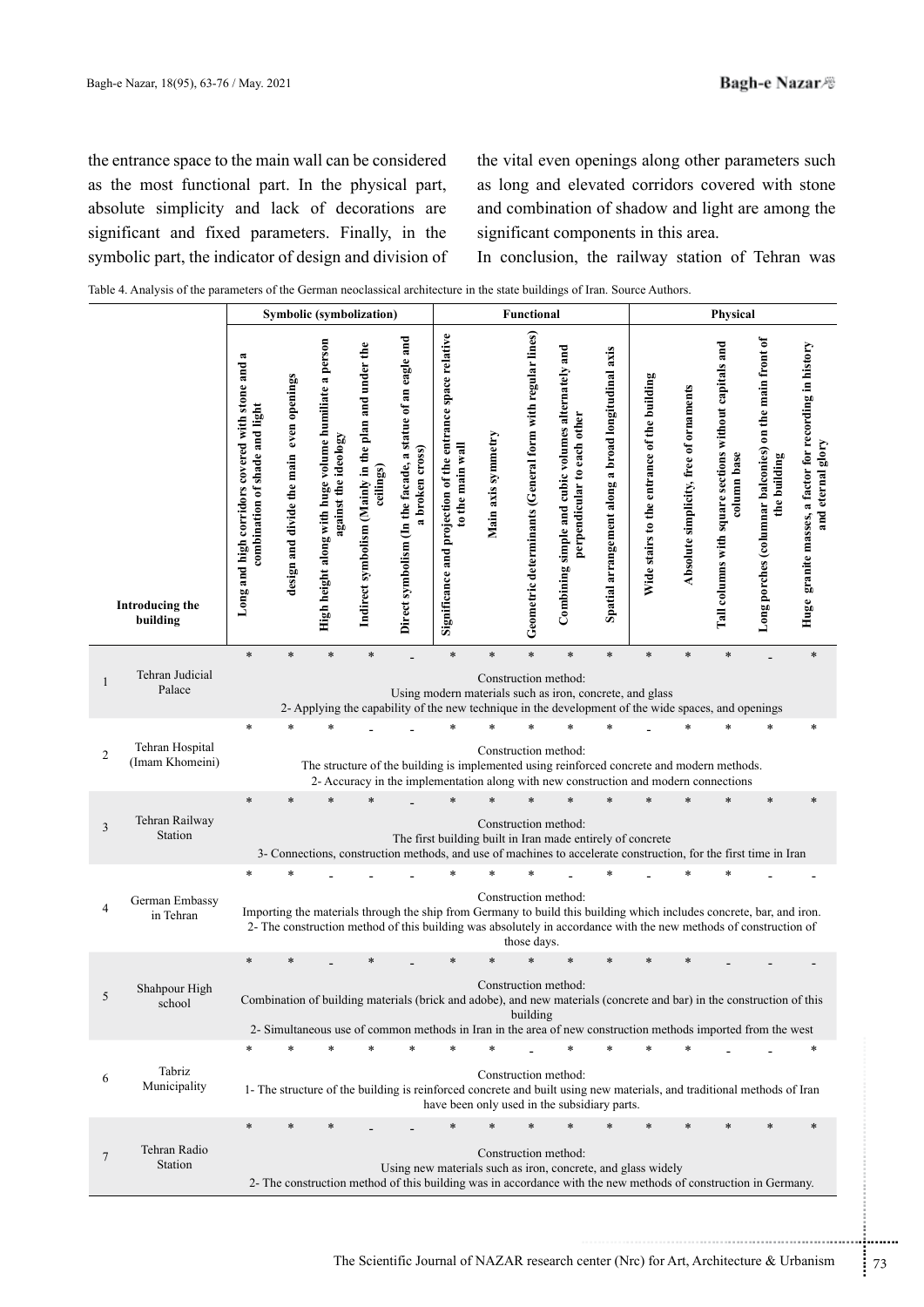the entrance space to the main wall can be considered as the most functional part. In the physical part, absolute simplicity and lack of decorations are significant and fixed parameters. Finally, in the symbolic part, the indicator of design and division of the vital even openings along other parameters such as long and elevated corridors covered with stone and combination of shadow and light are among the significant components in this area.

In conclusion, the railway station of Tehran was

Table 4. Analysis of the parameters of the German neoclassical architecture in the state buildings of Iran. Source Authors.

| | Introducing the building | Symbolic (symbolization) | | | | | Functional | | | | | Physical | | | | |
|---|---|---|---|---|---|---|---|---|---|---|---|---|---|---|---|---|
| | | Long and high corridors covered with stone and a combination of shade and light | design and divide the main even openings | High height along with huge volume humiliate a person against the ideology | Indirect symbolism (Mainly in the plan and under the ceilings) | Direct symbolism (In the facade, a statue of an eagle and a broken cross) | Significance and projection of the entrance space relative to the main wall | Main axis symmetry | Geometric determinants (General form with regular lines) | Combining simple and cubic volumes alternately and perpendicular to each other | Spatial arrangement along a broad longitudinal axis | Wide stairs to the entrance of the building | Absolute simplicity, free of ornaments | Tall columns with square sections without capitals and column base | Long porches (columnar balconies) on the main front of the building | Huge granite masses, a factor for recording in history and eternal glory |
| 1 | Tehran Judicial Palace | * | * | * | * | _ | * | * | * | * | * | * | * | * | _ | * |
| | | Construction method: Using modern materials such as iron, concrete, and glass 2- Applying the capability of the new technique in the development of the wide spaces, and openings | | | | | | | | | | | | | | |
| 2 | Tehran Hospital (Imam Khomeini) | * | * | * | - | - | * | * | * | * | * | - | * | * | * | * |
| | | Construction method: The structure of the building is implemented using reinforced concrete and modern methods. 2- Accuracy in the implementation along with new construction and modern connections | | | | | | | | | | | | | | |
| 3 | Tehran Railway Station | * | * | * | * | _ | * | * | * | * | * | * | * | * | * | * |
| | | Construction method: The first building built in Iran made entirely of concrete 3- Connections, construction methods, and use of machines to accelerate construction, for the first time in Iran | | | | | | | | | | | | | | |
| 4 | German Embassy in Tehran | * | * | - | - | - | * | * | * | - | * | - | * | * | - | - |
| | | Construction method: Importing the materials through the ship from Germany to build this building which includes concrete, bar, and iron. 2- The construction method of this building was absolutely in accordance with the new methods of construction of those days. | | | | | | | | | | | | | | |
| 5 | Shahpour High school | * | * | _ | * | _ | * | * | * | * | * | * | * | _ | _ | _ |
| | | Construction method: Combination of building materials (brick and adobe), and new materials (concrete and bar) in the construction of this building 2- Simultaneous use of common methods in Iran in the area of new construction methods imported from the west | | | | | | | | | | | | | | |
| 6 | Tabriz Municipality | * | * | * | * | * | * | * | _ | * | * | * | * | _ | _ | * |
| | | Construction method: 1- The structure of the building is reinforced concrete and built using new materials, and traditional methods of Iran have been only used in the subsidiary parts. | | | | | | | | | | | | | | |
| 7 | Tehran Radio Station | * | * | * | _ | _ | * | * | * | * | * | * | * | * | * | * |
| | | Construction method: Using new materials such as iron, concrete, and glass widely 2- The construction method of this building was in accordance with the new methods of construction in Germany. | | | | | | | | | | | | | | |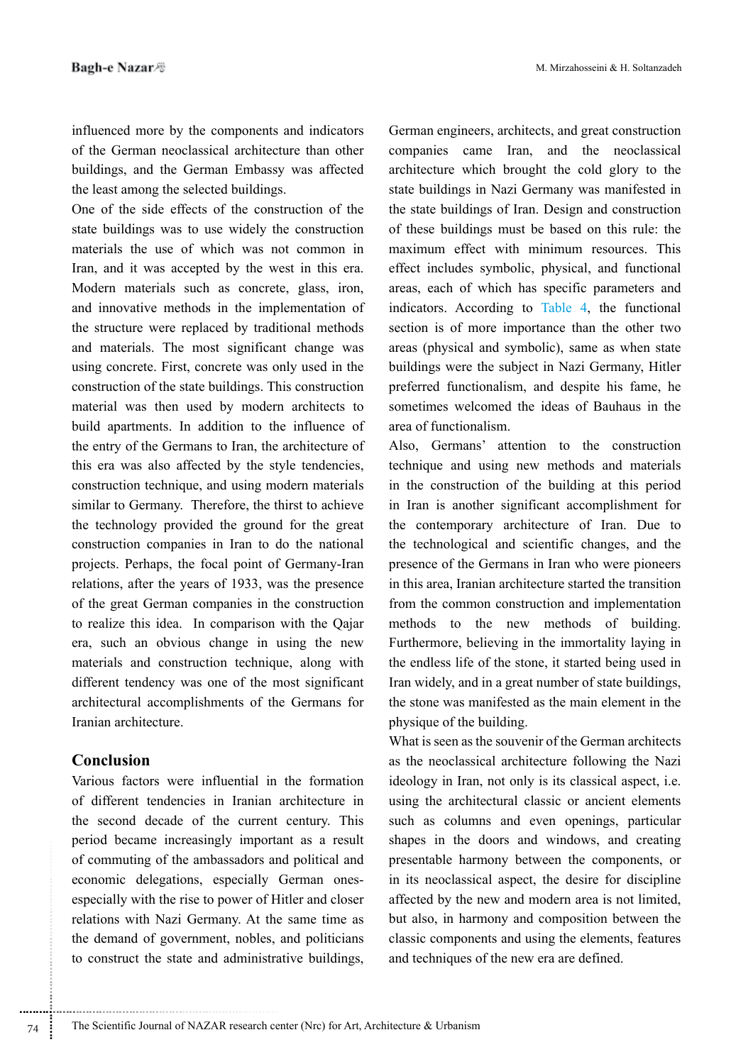influenced more by the components and indicators of the German neoclassical architecture than other buildings, and the German Embassy was affected the least among the selected buildings.

One of the side effects of the construction of the state buildings was to use widely the construction materials the use of which was not common in Iran, and it was accepted by the west in this era. Modern materials such as concrete, glass, iron, and innovative methods in the implementation of the structure were replaced by traditional methods and materials. The most significant change was using concrete. First, concrete was only used in the construction of the state buildings. This construction material was then used by modern architects to build apartments. In addition to the influence of the entry of the Germans to Iran, the architecture of this era was also affected by the style tendencies, construction technique, and using modern materials similar to Germany. Therefore, the thirst to achieve the technology provided the ground for the great construction companies in Iran to do the national projects. Perhaps, the focal point of Germany-Iran relations, after the years of 1933, was the presence of the great German companies in the construction to realize this idea. In comparison with the Qajar era, such an obvious change in using the new materials and construction technique, along with different tendency was one of the most significant architectural accomplishments of the Germans for Iranian architecture.

## Conclusion

Various factors were influential in the formation of different tendencies in Iranian architecture in the second decade of the current century. This period became increasingly important as a result of commuting of the ambassadors and political and economic delegations, especially German ones-especially with the rise to power of Hitler and closer relations with Nazi Germany. At the same time as the demand of government, nobles, and politicians to construct the state and administrative buildings, German engineers, architects, and great construction companies came Iran, and the neoclassical architecture which brought the cold glory to the state buildings in Nazi Germany was manifested in the state buildings of Iran. Design and construction of these buildings must be based on this rule: the maximum effect with minimum resources. This effect includes symbolic, physical, and functional areas, each of which has specific parameters and indicators. According to Table 4, the functional section is of more importance than the other two areas (physical and symbolic), same as when state buildings were the subject in Nazi Germany, Hitler preferred functionalism, and despite his fame, he sometimes welcomed the ideas of Bauhaus in the area of functionalism.

Also, Germans' attention to the construction technique and using new methods and materials in the construction of the building at this period in Iran is another significant accomplishment for the contemporary architecture of Iran. Due to the technological and scientific changes, and the presence of the Germans in Iran who were pioneers in this area, Iranian architecture started the transition from the common construction and implementation methods to the new methods of building. Furthermore, believing in the immortality laying in the endless life of the stone, it started being used in Iran widely, and in a great number of state buildings, the stone was manifested as the main element in the physique of the building.

What is seen as the souvenir of the German architects as the neoclassical architecture following the Nazi ideology in Iran, not only is its classical aspect, i.e. using the architectural classic or ancient elements such as columns and even openings, particular shapes in the doors and windows, and creating presentable harmony between the components, or in its neoclassical aspect, the desire for discipline affected by the new and modern area is not limited, but also, in harmony and composition between the classic components and using the elements, features and techniques of the new era are defined.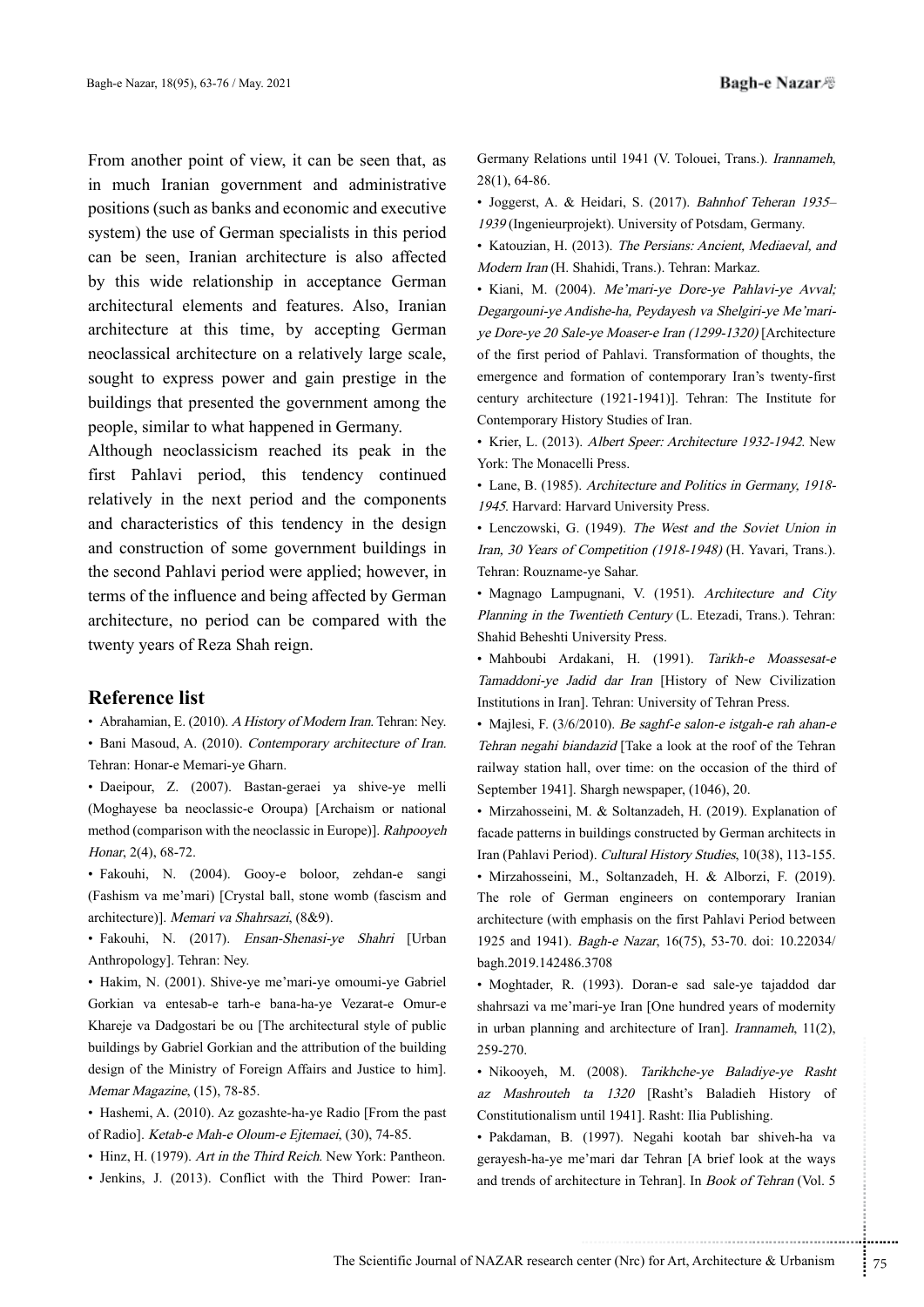From another point of view, it can be seen that, as in much Iranian government and administrative positions (such as banks and economic and executive system) the use of German specialists in this period can be seen, Iranian architecture is also affected by this wide relationship in acceptance German architectural elements and features. Also, Iranian architecture at this time, by accepting German neoclassical architecture on a relatively large scale, sought to express power and gain prestige in the buildings that presented the government among the people, similar to what happened in Germany.

Although neoclassicism reached its peak in the first Pahlavi period, this tendency continued relatively in the next period and the components and characteristics of this tendency in the design and construction of some government buildings in the second Pahlavi period were applied; however, in terms of the influence and being affected by German architecture, no period can be compared with the twenty years of Reza Shah reign.

## Reference list

- Abrahamian, E. (2010). *A History of Modern Iran*. Tehran: Ney.
- Bani Masoud, A. (2010). *Contemporary architecture of Iran*. Tehran: Honar-e Memari-ye Gharn.
- Daeipour, Z. (2007). Bastan-geraei ya shive-ye melli (Moghayese ba neoclassic-e Oroupa) [Archaism or national method (comparison with the neoclassic in Europe)]. *Rahpooyeh Honar*, 2(4), 68-72.
- Fakouhi, N. (2004). Gooy-e boloor, zehdan-e sangi (Fashism va me'mari) [Crystal ball, stone womb (fascism and architecture)]. *Memari va Shahrsazi*, (8&9).
- Fakouhi, N. (2017). *Ensan-Shenasi-ye Shahri* [Urban Anthropology]. Tehran: Ney.
- Hakim, N. (2001). Shive-ye me'mari-ye omoumi-ye Gabriel Gorkian va entesab-e tarh-e bana-ha-ye Vezarat-e Omur-e Khareje va Dadgostari be ou [The architectural style of public buildings by Gabriel Gorkian and the attribution of the building design of the Ministry of Foreign Affairs and Justice to him]. *Memar Magazine*, (15), 78-85.
- Hashemi, A. (2010). Az gozashte-ha-ye Radio [From the past of Radio]. *Ketab-e Mah-e Oloum-e Ejtemaei*, (30), 74-85.
- Hinz, H. (1979). *Art in the Third Reich*. New York: Pantheon.
- Jenkins, J. (2013). Conflict with the Third Power: Iran-Germany Relations until 1941 (V. Tolouei, Trans.). *Irannameh*, 28(1), 64-86.
- Joggerst, A. & Heidari, S. (2017). *Bahnhof Teheran 1935–1939* (Ingenieurprojekt). University of Potsdam, Germany.
- Katouzian, H. (2013). *The Persians: Ancient, Mediaeval, and Modern Iran* (H. Shahidi, Trans.). Tehran: Markaz.
- Kiani, M. (2004). *Me'mari-ye Dore-ye Pahlavi-ye Avval; Degargouni-ye Andishe-ha, Peydayesh va Shelgiri-ye Me'mari-ye Dore-ye 20 Sale-ye Moaser-e Iran (1299-1320)* [Architecture of the first period of Pahlavi. Transformation of thoughts, the emergence and formation of contemporary Iran's twenty-first century architecture (1921-1941)]. Tehran: The Institute for Contemporary History Studies of Iran.
- Krier, L. (2013). *Albert Speer: Architecture 1932-1942*. New York: The Monacelli Press.
- Lane, B. (1985). *Architecture and Politics in Germany, 1918-1945*. Harvard: Harvard University Press.
- Lenczowski, G. (1949). *The West and the Soviet Union in Iran, 30 Years of Competition (1918-1948)* (H. Yavari, Trans.). Tehran: Rouzname-ye Sahar.
- Magnago Lampugnani, V. (1951). *Architecture and City Planning in the Twentieth Century* (L. Etezadi, Trans.). Tehran: Shahid Beheshti University Press.
- Mahboubi Ardakani, H. (1991). *Tarikh-e Moassesat-e Tamaddoni-ye Jadid dar Iran* [History of New Civilization Institutions in Iran]. Tehran: University of Tehran Press.
- Majlesi, F. (3/6/2010). *Be saghf-e salon-e istgah-e rah ahan-e Tehran negahi biandazid* [Take a look at the roof of the Tehran railway station hall, over time: on the occasion of the third of September 1941]. Shargh newspaper, (1046), 20.
- Mirzahosseini, M. & Soltanzadeh, H. (2019). Explanation of facade patterns in buildings constructed by German architects in Iran (Pahlavi Period). *Cultural History Studies*, 10(38), 113-155.
- Mirzahosseini, M., Soltanzadeh, H. & Alborzi, F. (2019). The role of German engineers on contemporary Iranian architecture (with emphasis on the first Pahlavi Period between 1925 and 1941). *Bagh-e Nazar*, 16(75), 53-70. doi: 10.22034/bagh.2019.142486.3708
- Moghtader, R. (1993). Doran-e sad sale-ye tajaddod dar shahrsazi va me'mari-ye Iran [One hundred years of modernity in urban planning and architecture of Iran]. *Irannameh*, 11(2), 259-270.
- Nikooyeh, M. (2008). *Tarikhche-ye Baladiye-ye Rasht az Mashrouteh ta 1320* [Rasht's Baladieh History of Constitutionalism until 1941]. Rasht: Ilia Publishing.
- Pakdaman, B. (1997). Negahi kootah bar shiveh-ha va gerayesh-ha-ye me'mari dar Tehran [A brief look at the ways and trends of architecture in Tehran]. In *Book of Tehran* (Vol. 5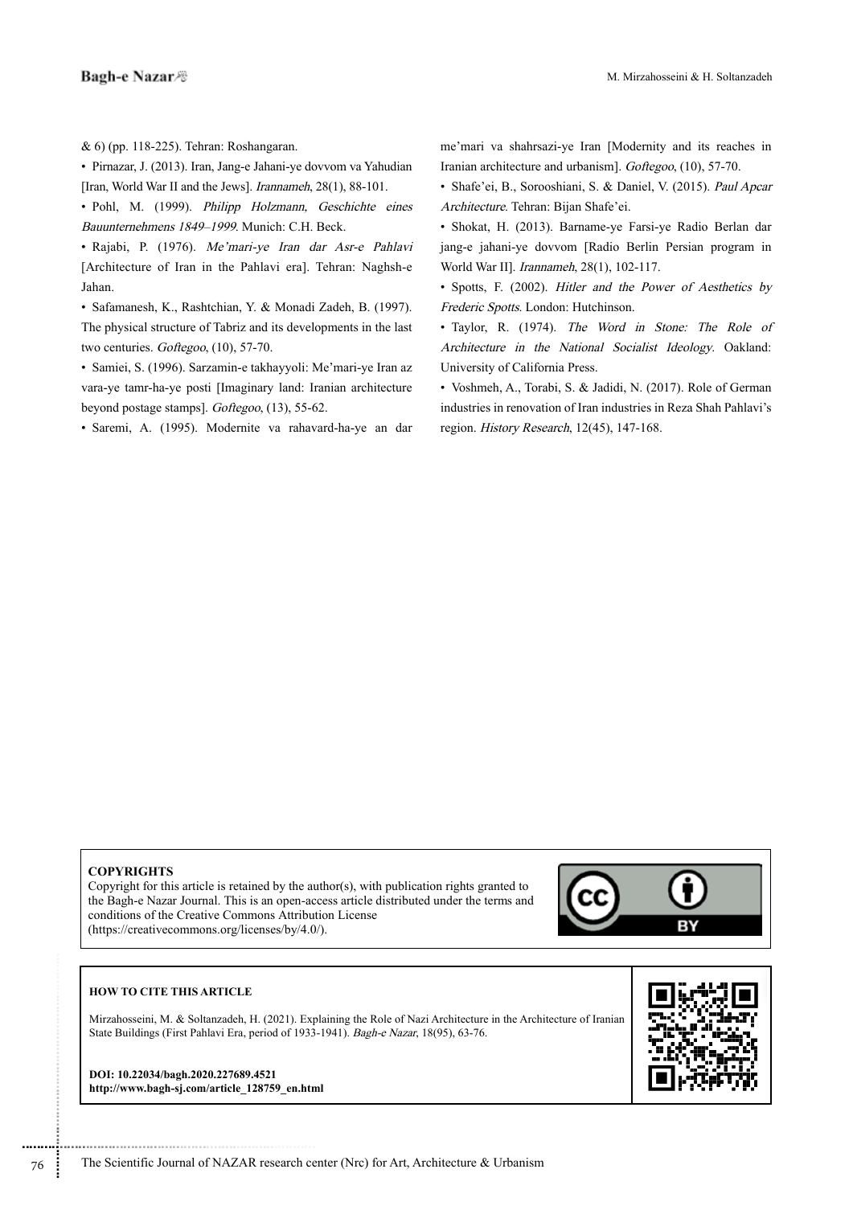& 6) (pp. 118-225). Tehran: Roshangaran.

• Pirnazar, J. (2013). Iran, Jang-e Jahani-ye dovvom va Yahudian [Iran, World War II and the Jews]. *Irannameh*, 28(1), 88-101.

• Pohl, M. (1999). *Philipp Holzmann, Geschichte eines Bauunternehmens 1849–1999*. Munich: C.H. Beck.

• Rajabi, P. (1976). *Me'mari-ye Iran dar Asr-e Pahlavi* [Architecture of Iran in the Pahlavi era]. Tehran: Naghsh-e Jahan.

• Safamanesh, K., Rashtchian, Y. & Monadi Zadeh, B. (1997). The physical structure of Tabriz and its developments in the last two centuries. *Goftegoo*, (10), 57-70.

• Samiei, S. (1996). Sarzamin-e takhayyoli: Me'mari-ye Iran az vara-ye tamr-ha-ye posti [Imaginary land: Iranian architecture beyond postage stamps]. *Goftegoo*, (13), 55-62.

• Saremi, A. (1995). Modernite va rahavard-ha-ye an dar me'mari va shahrsazi-ye Iran [Modernity and its reaches in Iranian architecture and urbanism]. *Goftegoo*, (10), 57-70.

• Shafe'ei, B., Sorooshiani, S. & Daniel, V. (2015). *Paul Apcar Architecture*. Tehran: Bijan Shafe'ei.

• Shokat, H. (2013). Barname-ye Farsi-ye Radio Berlan dar jang-e jahani-ye dovvom [Radio Berlin Persian program in World War II]. *Irannameh*, 28(1), 102-117.

• Spotts, F. (2002). *Hitler and the Power of Aesthetics by Frederic Spotts*. London: Hutchinson.

• Taylor, R. (1974). *The Word in Stone: The Role of Architecture in the National Socialist Ideology*. Oakland: University of California Press.

• Voshmeh, A., Torabi, S. & Jadidi, N. (2017). Role of German industries in renovation of Iran industries in Reza Shah Pahlavi's region. *History Research*, 12(45), 147-168.

**COPYRIGHTS**

Copyright for this article is retained by the author(s), with publication rights granted to the Bagh-e Nazar Journal. This is an open-access article distributed under the terms and conditions of the Creative Commons Attribution License (https://creativecommons.org/licenses/by/4.0/).

**HOW TO CITE THIS ARTICLE**

Mirzahosseini, M. & Soltanzadeh, H. (2021). Explaining the Role of Nazi Architecture in the Architecture of Iranian State Buildings (First Pahlavi Era, period of 1933-1941). *Bagh-e Nazar*, 18(95), 63-76.

**DOI: 10.22034/bagh.2020.227689.4521**
**http://www.bagh-sj.com/article_128759_en.html**